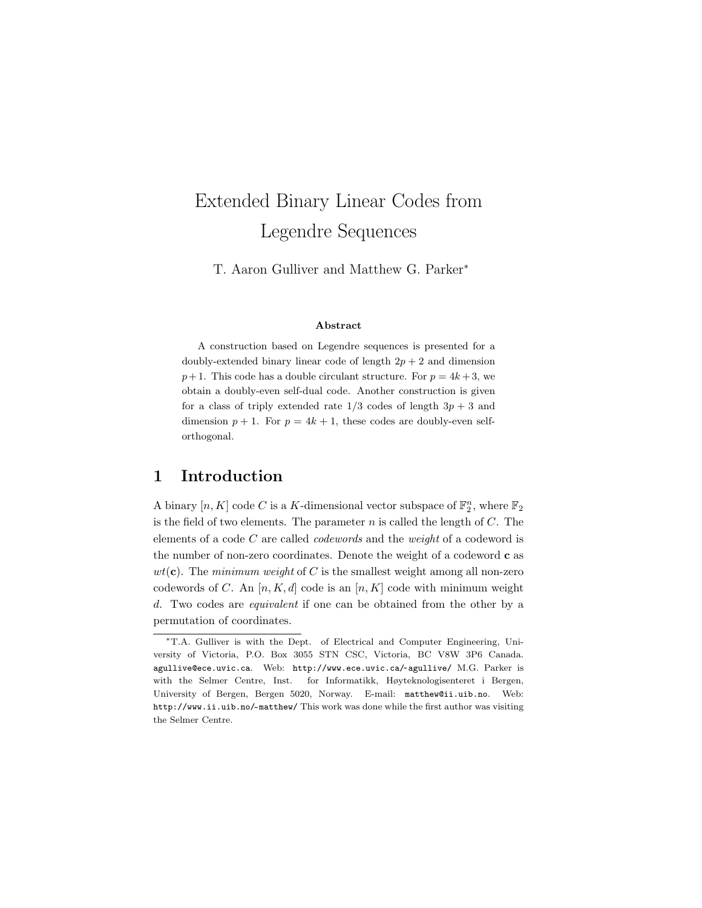# Extended Binary Linear Codes from Legendre Sequences

T. Aaron Gulliver and Matthew G. Parker*

**Abstract**

A construction based on Legendre sequences is presented for a doubly-extended binary linear code of length $2p+2$ and dimension $p+1$. This code has a double circulant structure. For $p = 4k+3$, we obtain a doubly-even self-dual code. Another construction is given for a class of triply extended rate $1/3$ codes of length $3p+3$ and dimension $p+1$. For $p = 4k+1$, these codes are doubly-even self-orthogonal.

## 1 Introduction

A binary $[n, K]$ code $C$ is a $K$-dimensional vector subspace of $\mathbb{F}_2^n$, where $\mathbb{F}_2$ is the field of two elements. The parameter $n$ is called the length of $C$. The elements of a code $C$ are called *codewords* and the *weight* of a codeword is the number of non-zero coordinates. Denote the weight of a codeword $\mathbf{c}$ as $wt(\mathbf{c})$. The *minimum weight* of $C$ is the smallest weight among all non-zero codewords of $C$. An $[n, K, d]$ code is an $[n, K]$ code with minimum weight $d$. Two codes are *equivalent* if one can be obtained from the other by a permutation of coordinates.

*T.A. Gulliver is with the Dept. of Electrical and Computer Engineering, University of Victoria, P.O. Box 3055 STN CSC, Victoria, BC V8W 3P6 Canada. agullive@ece.uvic.ca. Web: http://www.ece.uvic.ca/~agullive/ M.G. Parker is with the Selmer Centre, Inst. for Informatikk, Høyteknologisenteret i Bergen, University of Bergen, Bergen 5020, Norway. E-mail: matthew@ii.uib.no. Web: http://www.ii.uib.no/~matthew/ This work was done while the first author was visiting the Selmer Centre.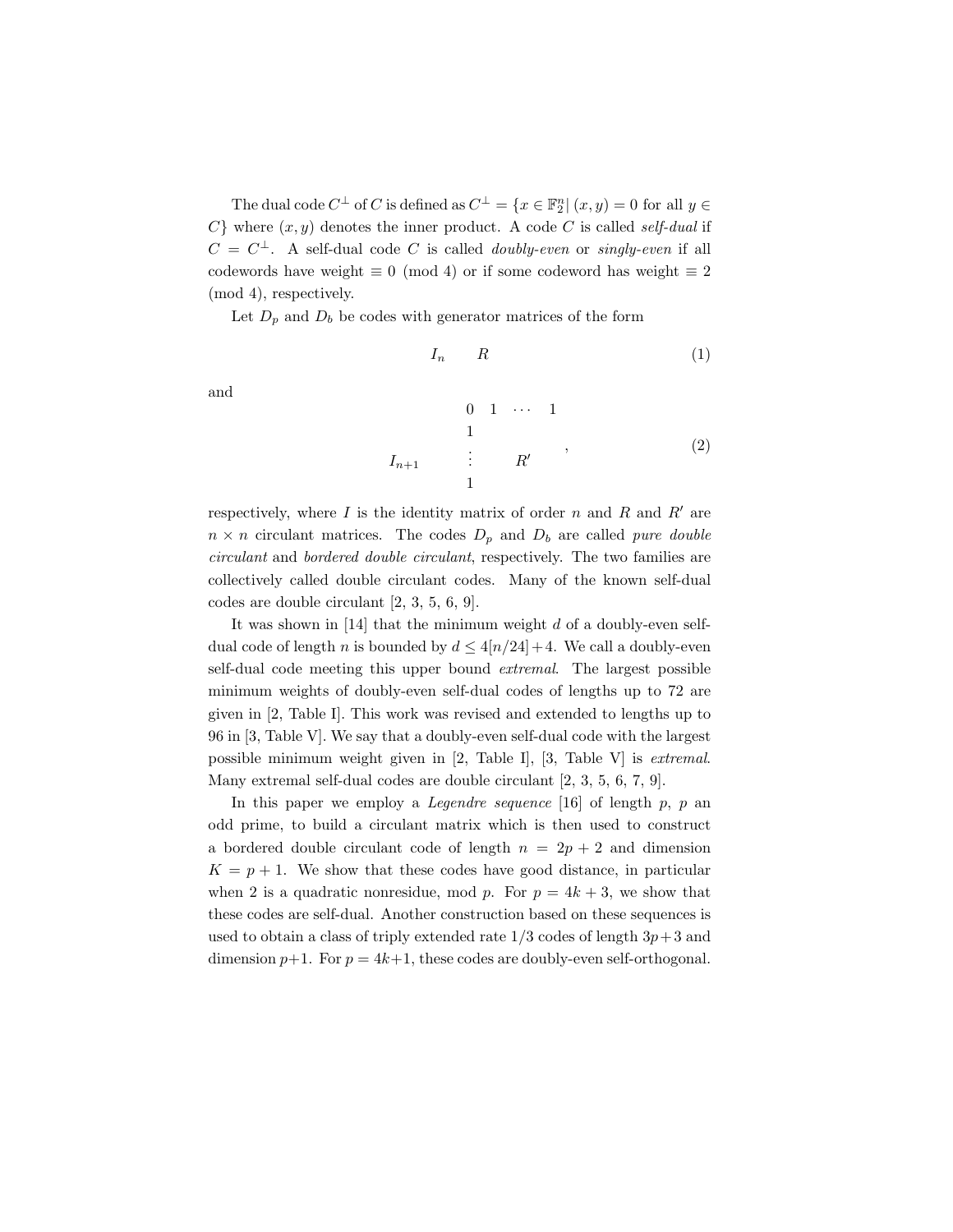The dual code $C^\perp$ of $C$ is defined as $C^\perp = \{x \in \mathbb{F}_2^n | \ (x, y) = 0 \text{ for all } y \in C\}$ where $(x, y)$ denotes the inner product. A code $C$ is called *self-dual* if $C = C^\perp$. A self-dual code $C$ is called *doubly-even* or *singly-even* if all codewords have weight $\equiv 0 \pmod 4$ or if some codeword has weight $\equiv 2 \pmod 4$, respectively.

Let $D_p$ and $D_b$ be codes with generator matrices of the form

$$\begin{pmatrix} I_n & R \end{pmatrix} \tag{1}$$

and

$$\left( \begin{array}{c|cccc} & 0 & 1 & \cdots & 1 \\ & 1 & & & \\ I_{n+1} & \vdots & & R' & \\ & 1 & & & \end{array} \right), \tag{2}$$

respectively, where $I$ is the identity matrix of order $n$ and $R$ and $R'$ are $n \times n$ circulant matrices. The codes $D_p$ and $D_b$ are called *pure double circulant* and *bordered double circulant*, respectively. The two families are collectively called double circulant codes. Many of the known self-dual codes are double circulant [2, 3, 5, 6, 9].

It was shown in [14] that the minimum weight $d$ of a doubly-even self-dual code of length $n$ is bounded by $d \leq 4[n/24]+4$. We call a doubly-even self-dual code meeting this upper bound *extremal*. The largest possible minimum weights of doubly-even self-dual codes of lengths up to 72 are given in [2, Table I]. This work was revised and extended to lengths up to 96 in [3, Table V]. We say that a doubly-even self-dual code with the largest possible minimum weight given in [2, Table I], [3, Table V] is *extremal*. Many extremal self-dual codes are double circulant [2, 3, 5, 6, 7, 9].

In this paper we employ a *Legendre sequence* [16] of length $p$, $p$ an odd prime, to build a circulant matrix which is then used to construct a bordered double circulant code of length $n = 2p + 2$ and dimension $K = p + 1$. We show that these codes have good distance, in particular when 2 is a quadratic nonresidue, mod $p$. For $p = 4k + 3$, we show that these codes are self-dual. Another construction based on these sequences is used to obtain a class of triply extended rate $1/3$ codes of length $3p+3$ and dimension $p+1$. For $p = 4k+1$, these codes are doubly-even self-orthogonal.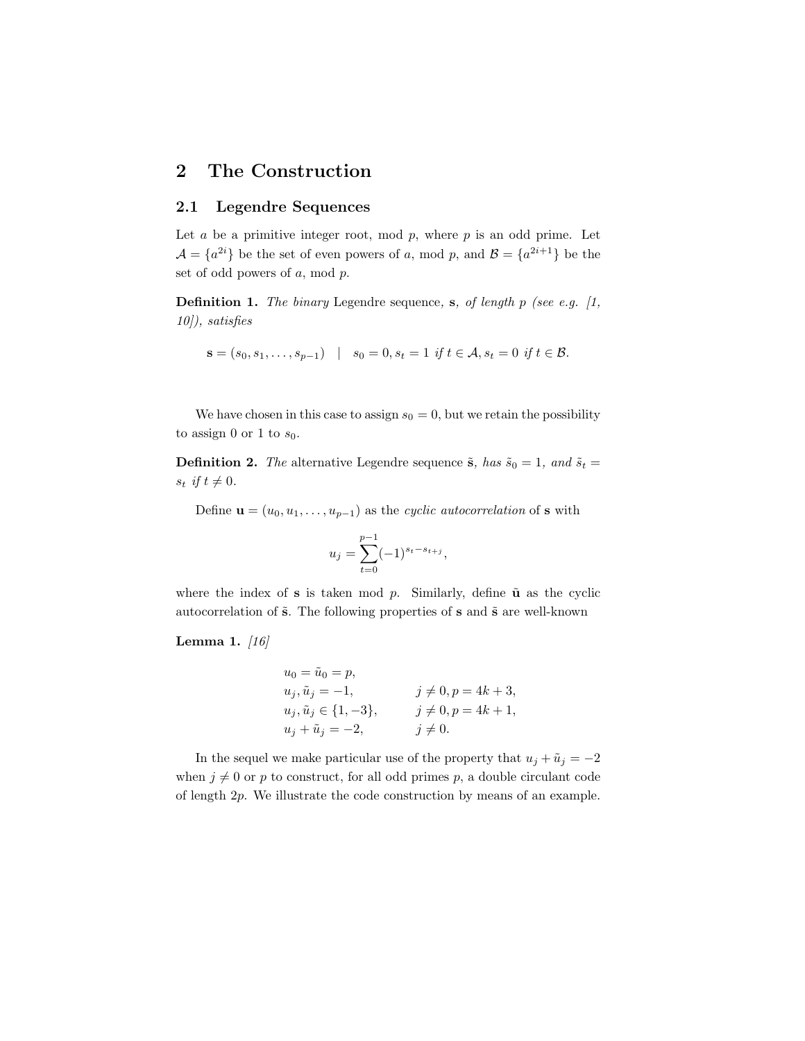## 2 The Construction

### 2.1 Legendre Sequences

Let $a$ be a primitive integer root, mod $p$, where $p$ is an odd prime. Let $\mathcal{A} = \{a^{2i}\}$ be the set of even powers of $a$, mod $p$, and $\mathcal{B} = \{a^{2i+1}\}$ be the set of odd powers of $a$, mod $p$.

**Definition 1.** *The binary* Legendre sequence*, $\mathbf{s}$, of length $p$ (see e.g. [1, 10]), satisfies*

$$\mathbf{s} = (s_0, s_1, \ldots, s_{p-1}) \quad | \quad s_0 = 0, s_t = 1 \text{ if } t \in \mathcal{A}, s_t = 0 \text{ if } t \in \mathcal{B}.$$

We have chosen in this case to assign $s_0 = 0$, but we retain the possibility to assign 0 or 1 to $s_0$.

**Definition 2.** *The* alternative Legendre sequence *$\tilde{\mathbf{s}}$, has $\tilde{s}_0 = 1$, and $\tilde{s}_t = s_t$ if $t \neq 0$.*

Define $\mathbf{u} = (u_0, u_1, \ldots, u_{p-1})$ as the *cyclic autocorrelation* of $\mathbf{s}$ with

$$u_j = \sum_{t=0}^{p-1} (-1)^{s_t - s_{t+j}},$$

where the index of $\mathbf{s}$ is taken mod $p$. Similarly, define $\tilde{\mathbf{u}}$ as the cyclic autocorrelation of $\tilde{\mathbf{s}}$. The following properties of $\mathbf{s}$ and $\tilde{\mathbf{s}}$ are well-known

**Lemma 1.** *[16]*

$$\begin{array}{ll} u_0 = \tilde{u}_0 = p, & \\ u_j, \tilde{u}_j = -1, & j \neq 0, p = 4k+3, \\ u_j, \tilde{u}_j \in \{1, -3\}, & j \neq 0, p = 4k+1, \\ u_j + \tilde{u}_j = -2, & j \neq 0. \end{array}$$

In the sequel we make particular use of the property that $u_j + \tilde{u}_j = -2$ when $j \neq 0$ or $p$ to construct, for all odd primes $p$, a double circulant code of length $2p$. We illustrate the code construction by means of an example.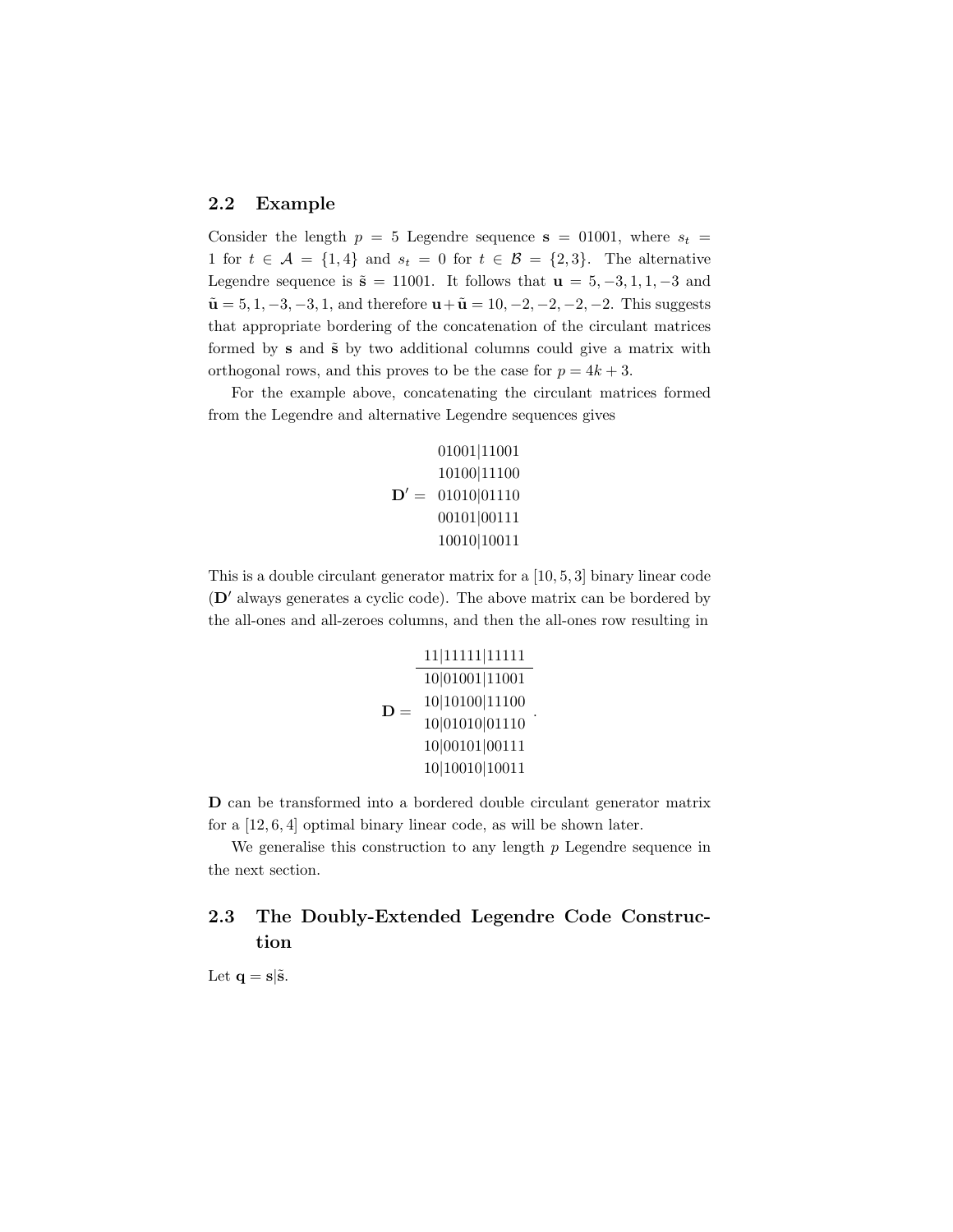## 2.2 Example

Consider the length $p = 5$ Legendre sequence $\mathbf{s} = 01001$, where $s_t = 1$ for $t \in \mathcal{A} = \{1, 4\}$ and $s_t = 0$ for $t \in \mathcal{B} = \{2, 3\}$. The alternative Legendre sequence is $\tilde{\mathbf{s}} = 11001$. It follows that $\mathbf{u} = 5, -3, 1, 1, -3$ and $\tilde{\mathbf{u}} = 5, 1, -3, -3, 1$, and therefore $\mathbf{u} + \tilde{\mathbf{u}} = 10, -2, -2, -2, -2$. This suggests that appropriate bordering of the concatenation of the circulant matrices formed by $\mathbf{s}$ and $\tilde{\mathbf{s}}$ by two additional columns could give a matrix with orthogonal rows, and this proves to be the case for $p = 4k + 3$.

For the example above, concatenating the circulant matrices formed from the Legendre and alternative Legendre sequences gives

$$\mathbf{D}' = \begin{array}{c} 01001|11001 \\ 10100|11100 \\ 01010|01110 \\ 00101|00111 \\ 10010|10011 \end{array}$$

This is a double circulant generator matrix for a $[10, 5, 3]$ binary linear code ($\mathbf{D}'$ always generates a cyclic code). The above matrix can be bordered by the all-ones and all-zeroes columns, and then the all-ones row resulting in

$$\mathbf{D} = \begin{array}{c} 11|11111|11111 \\ \hline 10|01001|11001 \\ 10|10100|11100 \\ 10|01010|01110 \\ 10|00101|00111 \\ 10|10010|10011 \end{array} .$$

$\mathbf{D}$ can be transformed into a bordered double circulant generator matrix for a $[12, 6, 4]$ optimal binary linear code, as will be shown later.

We generalise this construction to any length $p$ Legendre sequence in the next section.

## 2.3 The Doubly-Extended Legendre Code Construction

Let $\mathbf{q} = \mathbf{s}|\tilde{\mathbf{s}}$.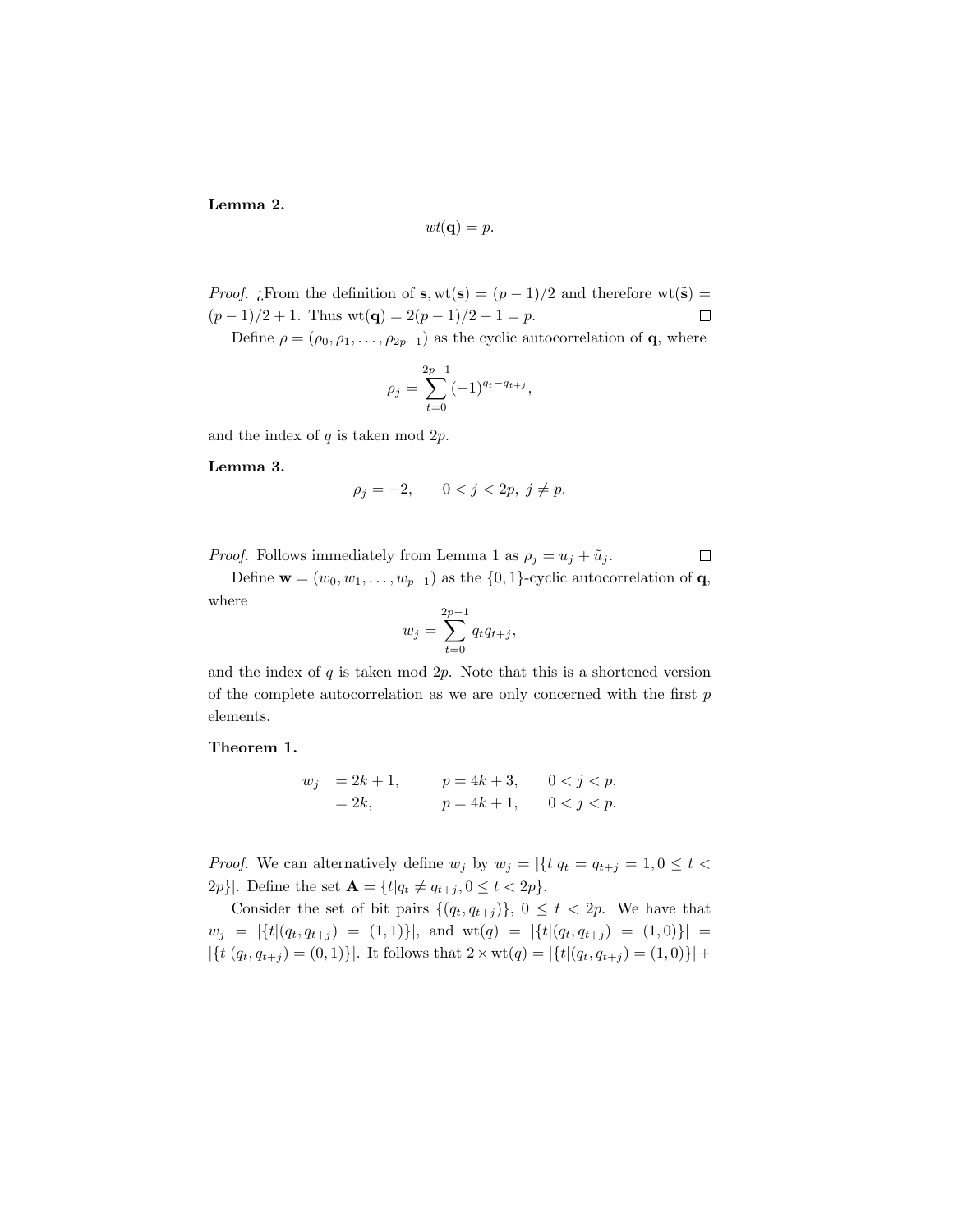**Lemma 2.**

$$wt(\mathbf{q}) = p.$$

*Proof.* ¿From the definition of $\mathbf{s}$, $\text{wt}(\mathbf{s}) = (p-1)/2$ and therefore $\text{wt}(\tilde{\mathbf{s}}) = (p-1)/2 + 1$. Thus $\text{wt}(\mathbf{q}) = 2(p-1)/2 + 1 = p$. □

Define $\rho = (\rho_0, \rho_1, \ldots, \rho_{2p-1})$ as the cyclic autocorrelation of $\mathbf{q}$, where

$$\rho_j = \sum_{t=0}^{2p-1} (-1)^{q_t - q_{t+j}},$$

and the index of $q$ is taken mod $2p$.

**Lemma 3.**

$$\rho_j = -2, \qquad 0 < j < 2p,\ j \neq p.$$

*Proof.* Follows immediately from Lemma 1 as $\rho_j = u_j + \tilde{u}_j$. □

Define $\mathbf{w} = (w_0, w_1, \ldots, w_{p-1})$ as the $\{0,1\}$-cyclic autocorrelation of $\mathbf{q}$, where

$$w_j = \sum_{t=0}^{2p-1} q_t q_{t+j},$$

and the index of $q$ is taken mod $2p$. Note that this is a shortened version of the complete autocorrelation as we are only concerned with the first $p$ elements.

**Theorem 1.**

$$\begin{aligned} w_j &= 2k+1, \qquad & p = 4k+3, \qquad & 0 < j < p, \\ &= 2k, & p = 4k+1, \qquad & 0 < j < p. \end{aligned}$$

*Proof.* We can alternatively define $w_j$ by $w_j = |\{t | q_t = q_{t+j} = 1, 0 \leq t < 2p\}|$. Define the set $\mathbf{A} = \{t | q_t \neq q_{t+j}, 0 \leq t < 2p\}$.

Consider the set of bit pairs $\{(q_t, q_{t+j})\}$, $0 \leq t < 2p$. We have that $w_j = |\{t | (q_t, q_{t+j}) = (1,1)\}|$, and $\text{wt}(q) = |\{t | (q_t, q_{t+j}) = (1,0)\}| = |\{t | (q_t, q_{t+j}) = (0,1)\}|$. It follows that $2 \times \text{wt}(q) = |\{t | (q_t, q_{t+j}) = (1,0)\}| +$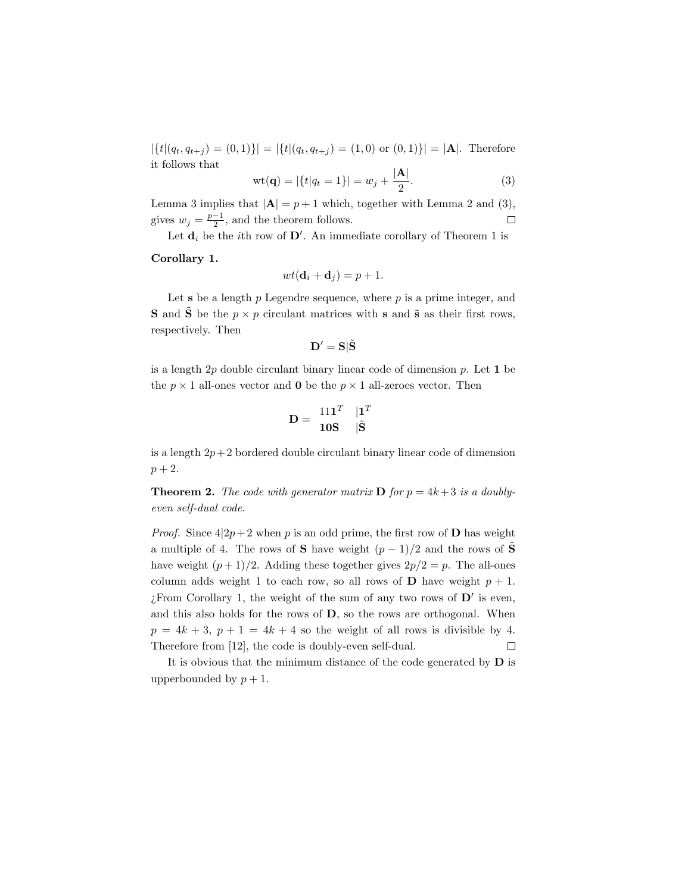$|\{t|(q_t, q_{t+j}) = (0,1)\}| = |\{t|(q_t, q_{t+j}) = (1,0) \text{ or } (0,1)\}| = |\mathbf{A}|$. Therefore it follows that

$$\text{wt}(\mathbf{q}) = |\{t|q_t = 1\}| = w_j + \frac{|\mathbf{A}|}{2}. \tag{3}$$

Lemma 3 implies that $|\mathbf{A}| = p+1$ which, together with Lemma 2 and (3), gives $w_j = \frac{p-1}{2}$, and the theorem follows. □

Let $\mathbf{d}_i$ be the $i$th row of $\mathbf{D}'$. An immediate corollary of Theorem 1 is

**Corollary 1.**

$$wt(\mathbf{d}_i + \mathbf{d}_j) = p + 1.$$

Let $\mathbf{s}$ be a length $p$ Legendre sequence, where $p$ is a prime integer, and $\mathbf{S}$ and $\tilde{\mathbf{S}}$ be the $p \times p$ circulant matrices with $\mathbf{s}$ and $\tilde{\mathbf{s}}$ as their first rows, respectively. Then

$$\mathbf{D}' = \mathbf{S}|\tilde{\mathbf{S}}$$

is a length $2p$ double circulant binary linear code of dimension $p$. Let $\mathbf{1}$ be the $p \times 1$ all-ones vector and $\mathbf{0}$ be the $p \times 1$ all-zeroes vector. Then

$$\mathbf{D} = \begin{array}{ll} 11\mathbf{1}^T & |\mathbf{1}^T \\ \mathbf{10S} & |\tilde{\mathbf{S}} \end{array}$$

is a length $2p+2$ bordered double circulant binary linear code of dimension $p+2$.

**Theorem 2.** *The code with generator matrix* $\mathbf{D}$ *for* $p = 4k+3$ *is a doubly-even self-dual code.*

*Proof.* Since $4|2p+2$ when $p$ is an odd prime, the first row of $\mathbf{D}$ has weight a multiple of 4. The rows of $\mathbf{S}$ have weight $(p-1)/2$ and the rows of $\tilde{\mathbf{S}}$ have weight $(p+1)/2$. Adding these together gives $2p/2 = p$. The all-ones column adds weight 1 to each row, so all rows of $\mathbf{D}$ have weight $p+1$. ¿From Corollary 1, the weight of the sum of any two rows of $\mathbf{D}'$ is even, and this also holds for the rows of $\mathbf{D}$, so the rows are orthogonal. When $p = 4k+3$, $p+1 = 4k+4$ so the weight of all rows is divisible by 4. Therefore from [12], the code is doubly-even self-dual. □

It is obvious that the minimum distance of the code generated by $\mathbf{D}$ is upperbounded by $p+1$.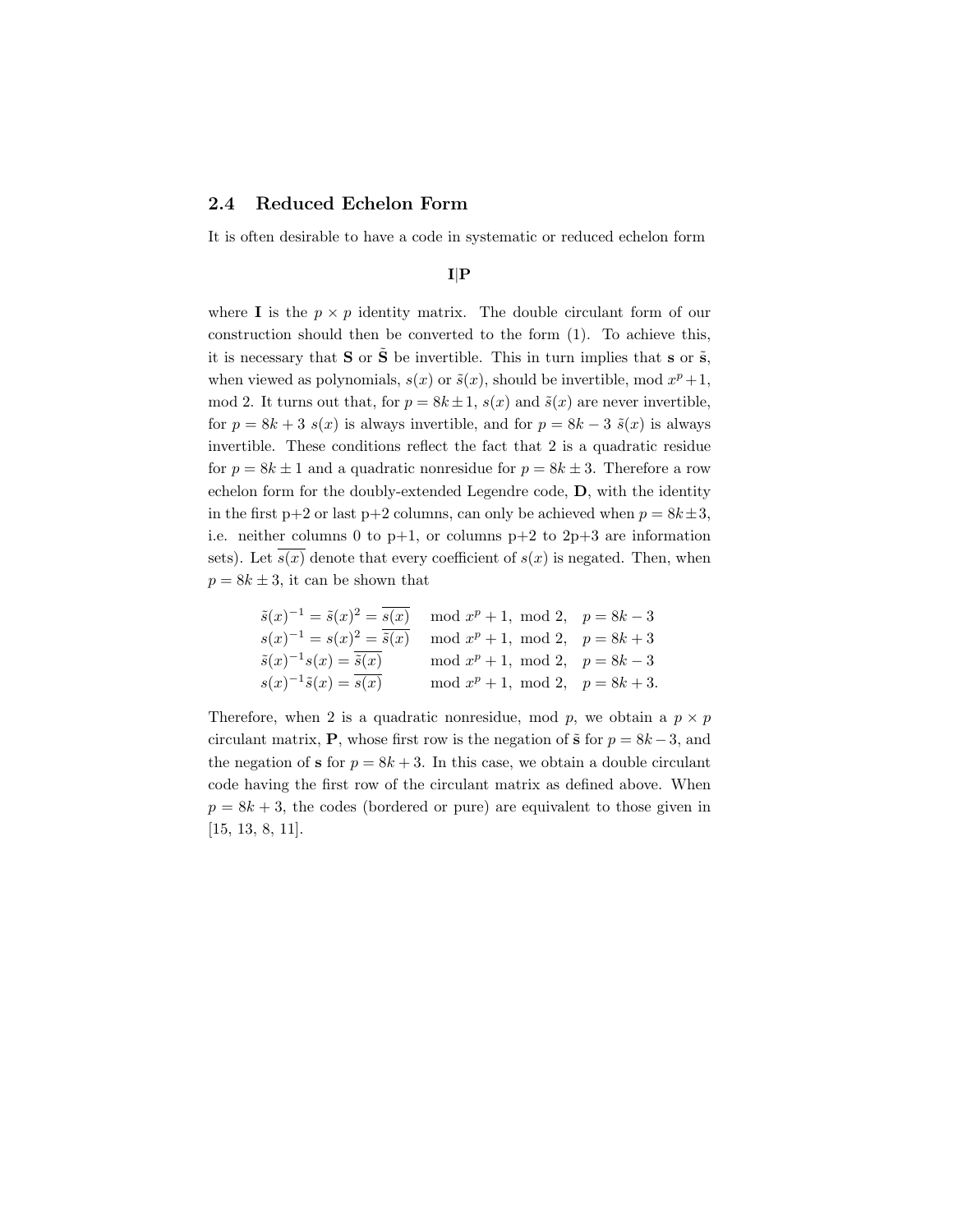### 2.4 Reduced Echelon Form

It is often desirable to have a code in systematic or reduced echelon form

$$\mathbf{I}|\mathbf{P}$$

where $\mathbf{I}$ is the $p \times p$ identity matrix. The double circulant form of our construction should then be converted to the form (1). To achieve this, it is necessary that $\mathbf{S}$ or $\tilde{\mathbf{S}}$ be invertible. This in turn implies that $\mathbf{s}$ or $\tilde{\mathbf{s}}$, when viewed as polynomials, $s(x)$ or $\tilde{s}(x)$, should be invertible, mod $x^p+1$, mod 2. It turns out that, for $p = 8k \pm 1$, $s(x)$ and $\tilde{s}(x)$ are never invertible, for $p = 8k+3$ $s(x)$ is always invertible, and for $p = 8k-3$ $\tilde{s}(x)$ is always invertible. These conditions reflect the fact that 2 is a quadratic residue for $p = 8k \pm 1$ and a quadratic nonresidue for $p = 8k \pm 3$. Therefore a row echelon form for the doubly-extended Legendre code, $\mathbf{D}$, with the identity in the first p+2 or last p+2 columns, can only be achieved when $p = 8k \pm 3$, i.e. neither columns 0 to p+1, or columns p+2 to 2p+3 are information sets). Let $\overline{s(x)}$ denote that every coefficient of $s(x)$ is negated. Then, when $p = 8k \pm 3$, it can be shown that

$$
\begin{aligned}
\tilde{s}(x)^{-1} = \tilde{s}(x)^2 &= \overline{s(x)} \quad \text{mod } x^p+1, \text{ mod } 2, \quad p = 8k-3 \\
s(x)^{-1} = s(x)^2 &= \overline{\tilde{s}(x)} \quad \text{mod } x^p+1, \text{ mod } 2, \quad p = 8k+3 \\
\tilde{s}(x)^{-1}s(x) &= \overline{\tilde{s}(x)} \quad \text{mod } x^p+1, \text{ mod } 2, \quad p = 8k-3 \\
s(x)^{-1}\tilde{s}(x) &= \overline{s(x)} \quad \text{mod } x^p+1, \text{ mod } 2, \quad p = 8k+3.
\end{aligned}
$$

Therefore, when 2 is a quadratic nonresidue, mod $p$, we obtain a $p \times p$ circulant matrix, $\mathbf{P}$, whose first row is the negation of $\tilde{\mathbf{s}}$ for $p = 8k-3$, and the negation of $\mathbf{s}$ for $p = 8k+3$. In this case, we obtain a double circulant code having the first row of the circulant matrix as defined above. When $p = 8k+3$, the codes (bordered or pure) are equivalent to those given in [15, 13, 8, 11].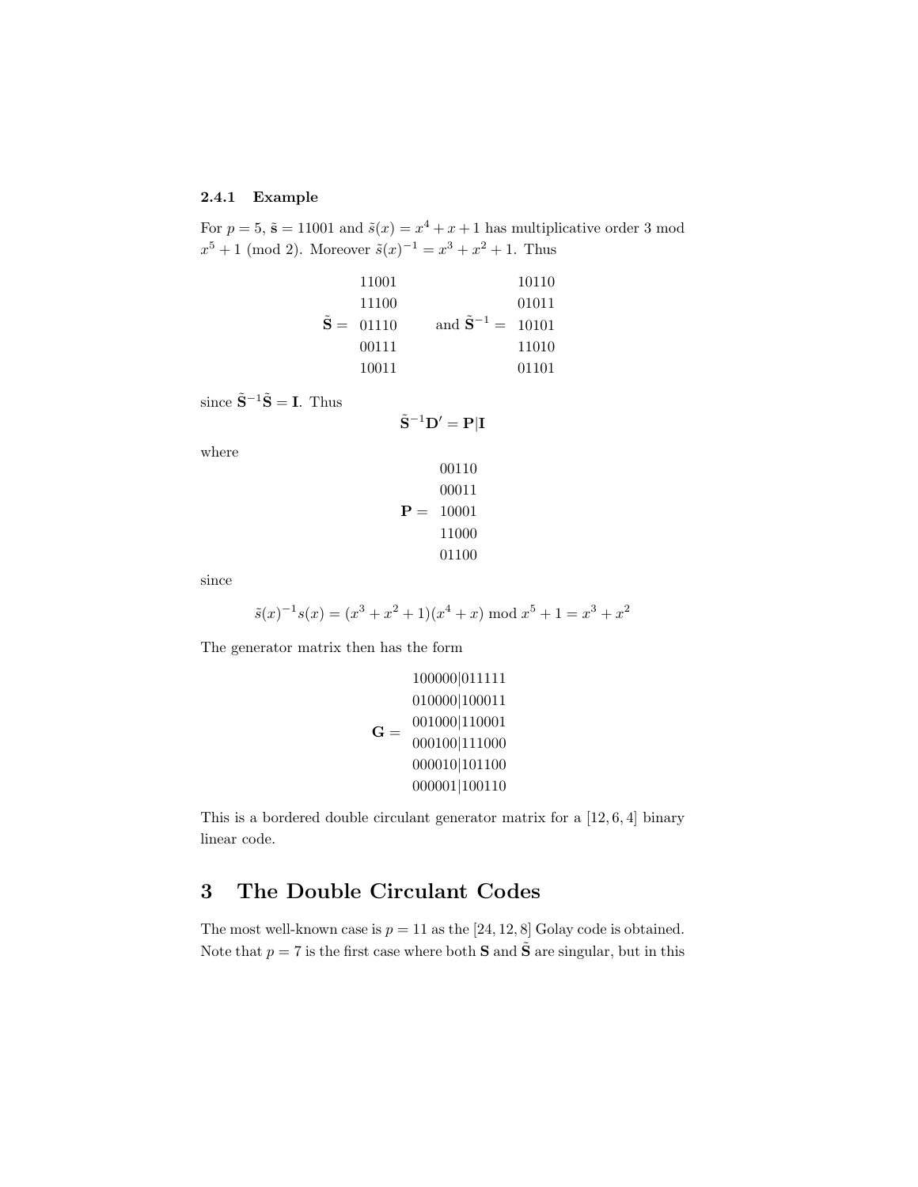### 2.4.1 Example

For $p = 5$, $\tilde{\mathbf{s}} = 11001$ and $\tilde{s}(x) = x^4 + x + 1$ has multiplicative order 3 mod $x^5 + 1$ (mod 2). Moreover $\tilde{s}(x)^{-1} = x^3 + x^2 + 1$. Thus

$$\tilde{\mathbf{S}} = \begin{matrix} 11001 \\ 11100 \\ 01110 \\ 00111 \\ 10011 \end{matrix} \qquad \text{and } \tilde{\mathbf{S}}^{-1} = \begin{matrix} 10110 \\ 01011 \\ 10101 \\ 11010 \\ 01101 \end{matrix}$$

since $\tilde{\mathbf{S}}^{-1}\tilde{\mathbf{S}} = \mathbf{I}$. Thus

$$\tilde{\mathbf{S}}^{-1}\mathbf{D}' = \mathbf{P}|\mathbf{I}$$

where

$$\mathbf{P} = \begin{matrix} 00110 \\ 00011 \\ 10001 \\ 11000 \\ 01100 \end{matrix}$$

since

$$\tilde{s}(x)^{-1}s(x) = (x^3 + x^2 + 1)(x^4 + x) \bmod x^5 + 1 = x^3 + x^2$$

The generator matrix then has the form

$$\mathbf{G} = \begin{matrix} 100000|011111 \\ 010000|100011 \\ 001000|110001 \\ 000100|111000 \\ 000010|101100 \\ 000001|100110 \end{matrix}$$

This is a bordered double circulant generator matrix for a $[12, 6, 4]$ binary linear code.

# 3 The Double Circulant Codes

The most well-known case is $p = 11$ as the $[24, 12, 8]$ Golay code is obtained. Note that $p = 7$ is the first case where both $\mathbf{S}$ and $\tilde{\mathbf{S}}$ are singular, but in this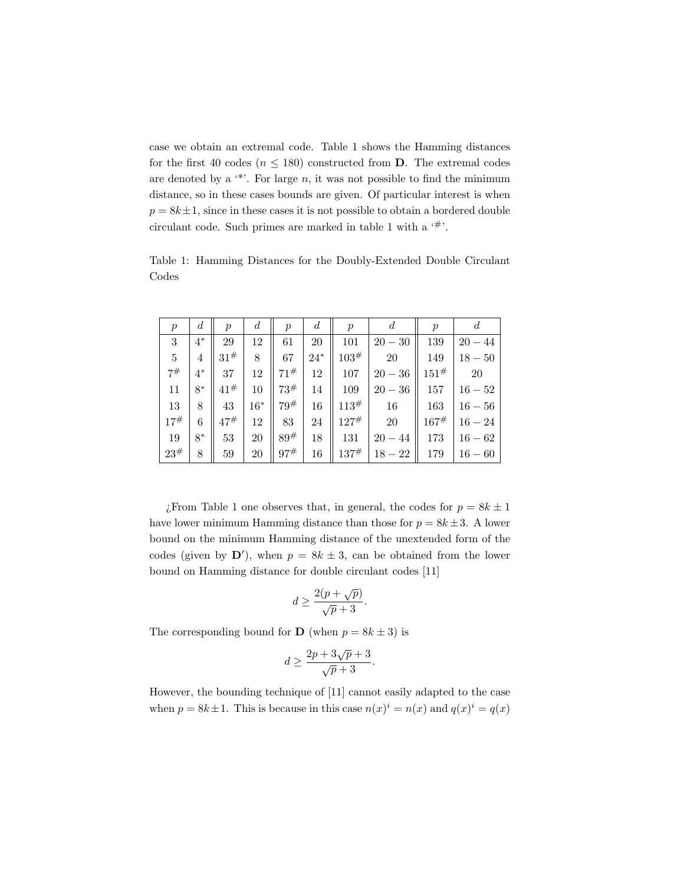case we obtain an extremal code. Table 1 shows the Hamming distances for the first 40 codes ($n \leq 180$) constructed from $\mathbf{D}$. The extremal codes are denoted by a '*'. For large $n$, it was not possible to find the minimum distance, so in these cases bounds are given. Of particular interest is when $p = 8k \pm 1$, since in these cases it is not possible to obtain a bordered double circulant code. Such primes are marked in table 1 with a '#'.

Table 1: Hamming Distances for the Doubly-Extended Double Circulant Codes

| $p$ | $d$ | $p$ | $d$ | $p$ | $d$ | $p$ | $d$ | $p$ | $d$ |
|---|---|---|---|---|---|---|---|---|---|
| 3 | $4^*$ | 29 | 12 | 61 | 20 | 101 | $20-30$ | 139 | $20-44$ |
| 5 | 4 | $31^{\#}$ | 8 | 67 | $24^*$ | $103^{\#}$ | 20 | 149 | $18-50$ |
| $7^{\#}$ | $4^*$ | 37 | 12 | $71^{\#}$ | 12 | 107 | $20-36$ | $151^{\#}$ | 20 |
| 11 | $8^*$ | $41^{\#}$ | 10 | $73^{\#}$ | 14 | 109 | $20-36$ | 157 | $16-52$ |
| 13 | 8 | 43 | $16^*$ | $79^{\#}$ | 16 | $113^{\#}$ | 16 | 163 | $16-56$ |
| $17^{\#}$ | 6 | $47^{\#}$ | 12 | 83 | 24 | $127^{\#}$ | 20 | $167^{\#}$ | $16-24$ |
| 19 | $8^*$ | 53 | 20 | $89^{\#}$ | 18 | 131 | $20-44$ | 173 | $16-62$ |
| $23^{\#}$ | 8 | 59 | 20 | $97^{\#}$ | 16 | $137^{\#}$ | $18-22$ | 179 | $16-60$ |

¿From Table 1 one observes that, in general, the codes for $p = 8k \pm 1$ have lower minimum Hamming distance than those for $p = 8k \pm 3$. A lower bound on the minimum Hamming distance of the unextended form of the codes (given by $\mathbf{D}'$), when $p = 8k \pm 3$, can be obtained from the lower bound on Hamming distance for double circulant codes [11]

$$d \geq \frac{2(p + \sqrt{p})}{\sqrt{p} + 3}.$$

The corresponding bound for $\mathbf{D}$ (when $p = 8k \pm 3$) is

$$d \geq \frac{2p + 3\sqrt{p} + 3}{\sqrt{p} + 3}.$$

However, the bounding technique of [11] cannot easily adapted to the case when $p = 8k \pm 1$. This is because in this case $n(x)^i = n(x)$ and $q(x)^i = q(x)$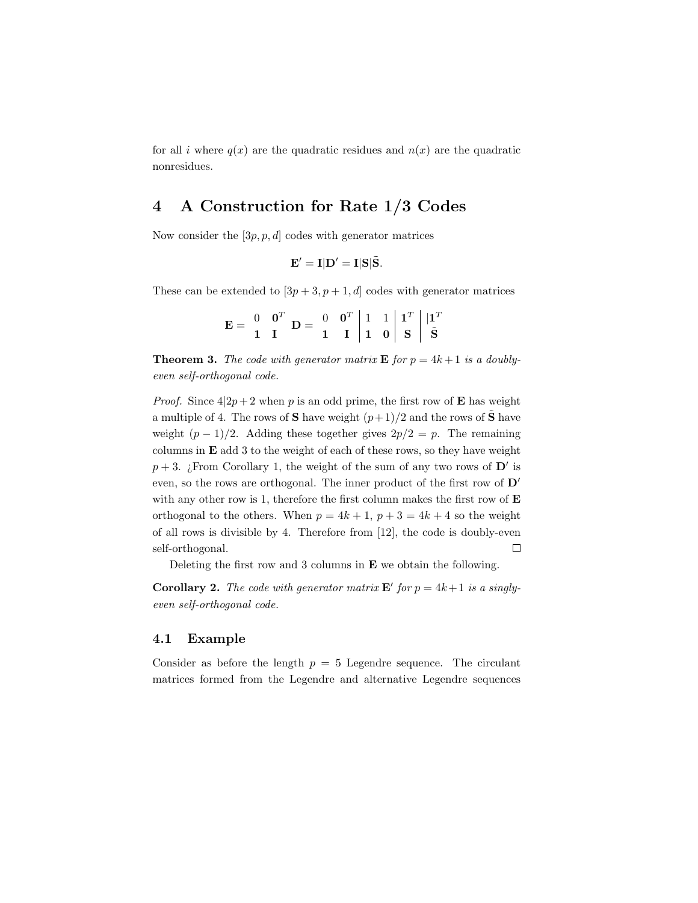for all $i$ where $q(x)$ are the quadratic residues and $n(x)$ are the quadratic nonresidues.

# 4 A Construction for Rate 1/3 Codes

Now consider the $[3p, p, d]$ codes with generator matrices

$$\mathbf{E}' = \mathbf{I}|\mathbf{D}' = \mathbf{I}|\mathbf{S}|\tilde{\mathbf{S}}.$$

These can be extended to $[3p+3, p+1, d]$ codes with generator matrices

$$\mathbf{E} = \begin{array}{cc} 0 & \mathbf{0}^T \\ \mathbf{1} & \mathbf{I} \end{array} \quad \mathbf{D} = \begin{array}{cc|cc|c|c} 0 & \mathbf{0}^T & 1 & 1 & \mathbf{1}^T & \mathbf{1}^T \\ \mathbf{1} & \mathbf{I} & \mathbf{1} & \mathbf{0} & \mathbf{S} & \tilde{\mathbf{S}} \end{array}$$

**Theorem 3.** *The code with generator matrix* $\mathbf{E}$ *for* $p = 4k+1$ *is a doubly-even self-orthogonal code.*

*Proof.* Since $4|2p+2$ when $p$ is an odd prime, the first row of $\mathbf{E}$ has weight a multiple of 4. The rows of $\mathbf{S}$ have weight $(p+1)/2$ and the rows of $\tilde{\mathbf{S}}$ have weight $(p-1)/2$. Adding these together gives $2p/2 = p$. The remaining columns in $\mathbf{E}$ add 3 to the weight of each of these rows, so they have weight $p+3$. ¿From Corollary 1, the weight of the sum of any two rows of $\mathbf{D}'$ is even, so the rows are orthogonal. The inner product of the first row of $\mathbf{D}'$ with any other row is 1, therefore the first column makes the first row of $\mathbf{E}$ orthogonal to the others. When $p = 4k+1$, $p+3 = 4k+4$ so the weight of all rows is divisible by 4. Therefore from [12], the code is doubly-even self-orthogonal. □

Deleting the first row and 3 columns in $\mathbf{E}$ we obtain the following.

**Corollary 2.** *The code with generator matrix* $\mathbf{E}'$ *for* $p = 4k+1$ *is a singly-even self-orthogonal code.*

## 4.1 Example

Consider as before the length $p = 5$ Legendre sequence. The circulant matrices formed from the Legendre and alternative Legendre sequences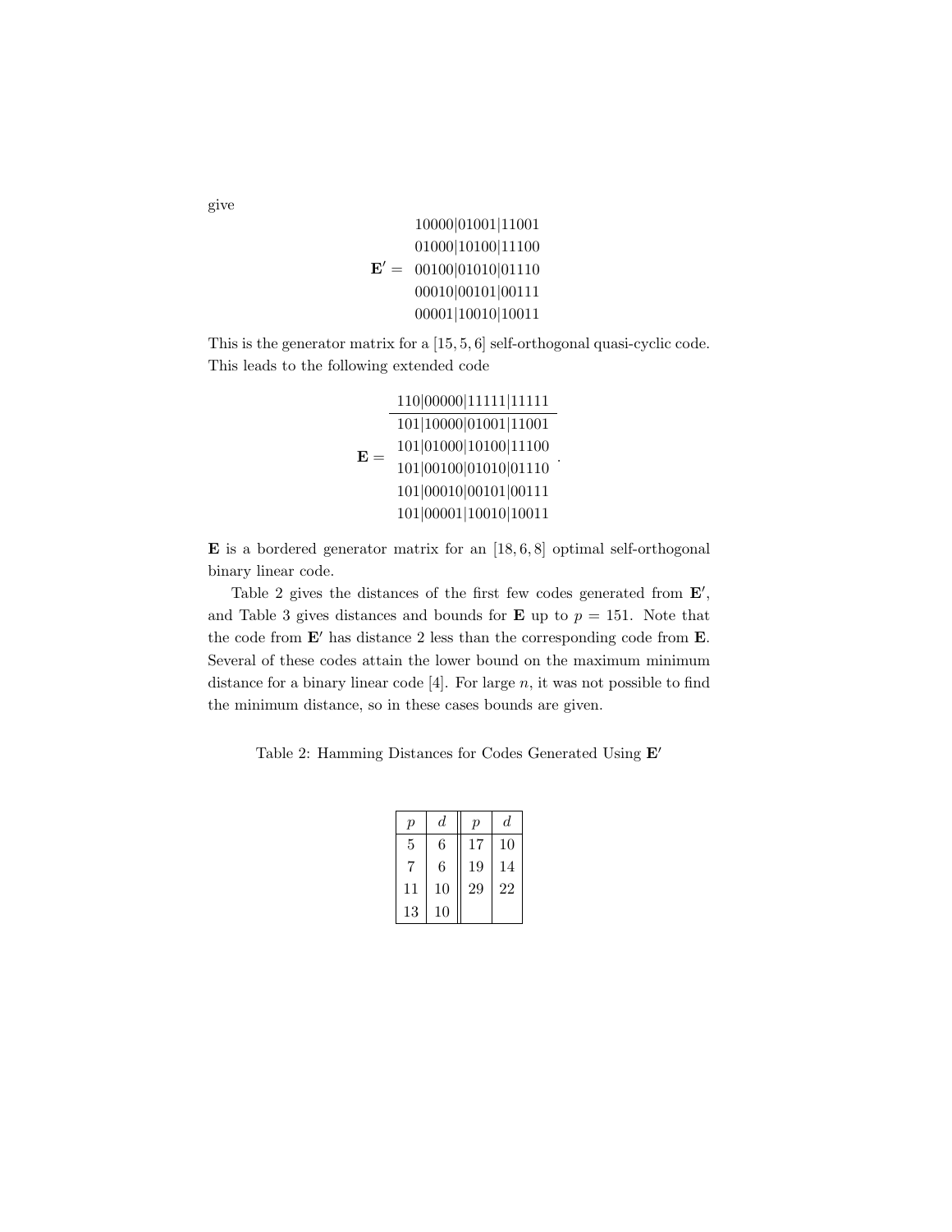give

$$
\mathbf{E}' = \begin{array}{c}
10000|01001|11001 \\
01000|10100|11100 \\
00100|01010|01110 \\
00010|00101|00111 \\
00001|10010|10011
\end{array}
$$

This is the generator matrix for a $[15, 5, 6]$ self-orthogonal quasi-cyclic code. This leads to the following extended code

$$
\mathbf{E} = \begin{array}{c}
110|00000|11111|11111 \\
\hline
101|10000|01001|11001 \\
101|01000|10100|11100 \\
101|00100|01010|01110 \\
101|00010|00101|00111 \\
101|00001|10010|10011
\end{array} .
$$

$\mathbf{E}$ is a bordered generator matrix for an $[18, 6, 8]$ optimal self-orthogonal binary linear code.

Table 2 gives the distances of the first few codes generated from $\mathbf{E}'$, and Table 3 gives distances and bounds for $\mathbf{E}$ up to $p = 151$. Note that the code from $\mathbf{E}'$ has distance 2 less than the corresponding code from $\mathbf{E}$. Several of these codes attain the lower bound on the maximum minimum distance for a binary linear code [4]. For large $n$, it was not possible to find the minimum distance, so in these cases bounds are given.

Table 2: Hamming Distances for Codes Generated Using $\mathbf{E}'$

| $p$ | $d$ | $p$ | $d$ |
|---|---|---|---|
| 5 | 6 | 17 | 10 |
| 7 | 6 | 19 | 14 |
| 11 | 10 | 29 | 22 |
| 13 | 10 | | |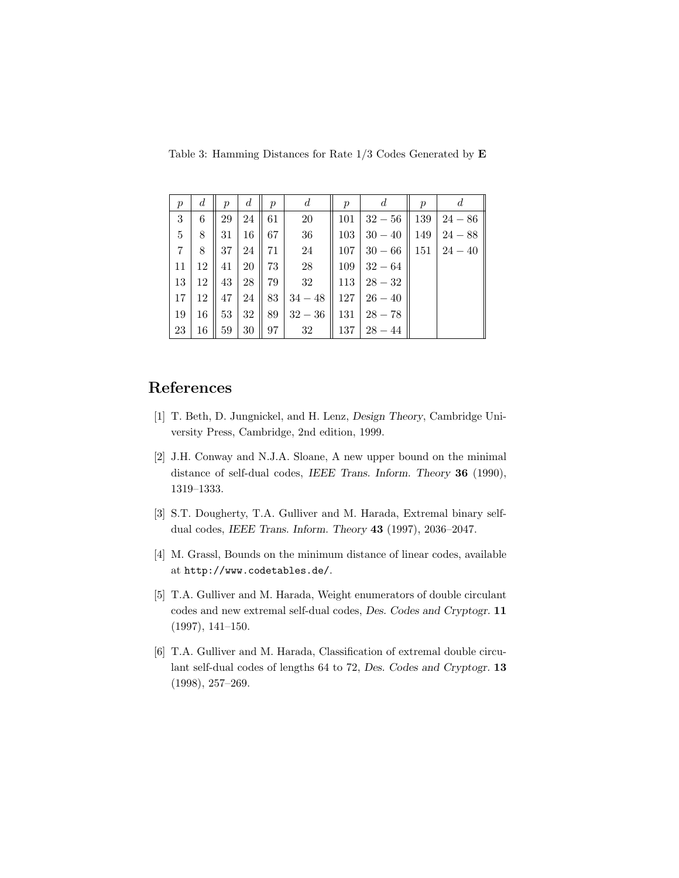Table 3: Hamming Distances for Rate 1/3 Codes Generated by **E**

| $p$ | $d$ | $p$ | $d$ | $p$ | $d$ | $p$ | $d$ | $p$ | $d$ |
|---|---|---|---|---|---|---|---|---|---|
| 3 | 6 | 29 | 24 | 61 | 20 | 101 | $32-56$ | 139 | $24-86$ |
| 5 | 8 | 31 | 16 | 67 | 36 | 103 | $30-40$ | 149 | $24-88$ |
| 7 | 8 | 37 | 24 | 71 | 24 | 107 | $30-66$ | 151 | $24-40$ |
| 11 | 12 | 41 | 20 | 73 | 28 | 109 | $32-64$ | | |
| 13 | 12 | 43 | 28 | 79 | 32 | 113 | $28-32$ | | |
| 17 | 12 | 47 | 24 | 83 | $34-48$ | 127 | $26-40$ | | |
| 19 | 16 | 53 | 32 | 89 | $32-36$ | 131 | $28-78$ | | |
| 23 | 16 | 59 | 30 | 97 | 32 | 137 | $28-44$ | | |

## References

[1] T. Beth, D. Jungnickel, and H. Lenz, *Design Theory*, Cambridge University Press, Cambridge, 2nd edition, 1999.

[2] J.H. Conway and N.J.A. Sloane, A new upper bound on the minimal distance of self-dual codes, *IEEE Trans. Inform. Theory* **36** (1990), 1319–1333.

[3] S.T. Dougherty, T.A. Gulliver and M. Harada, Extremal binary self-dual codes, *IEEE Trans. Inform. Theory* **43** (1997), 2036–2047.

[4] M. Grassl, Bounds on the minimum distance of linear codes, available at `http://www.codetables.de/`.

[5] T.A. Gulliver and M. Harada, Weight enumerators of double circulant codes and new extremal self-dual codes, *Des. Codes and Cryptogr.* **11** (1997), 141–150.

[6] T.A. Gulliver and M. Harada, Classification of extremal double circulant self-dual codes of lengths 64 to 72, *Des. Codes and Cryptogr.* **13** (1998), 257–269.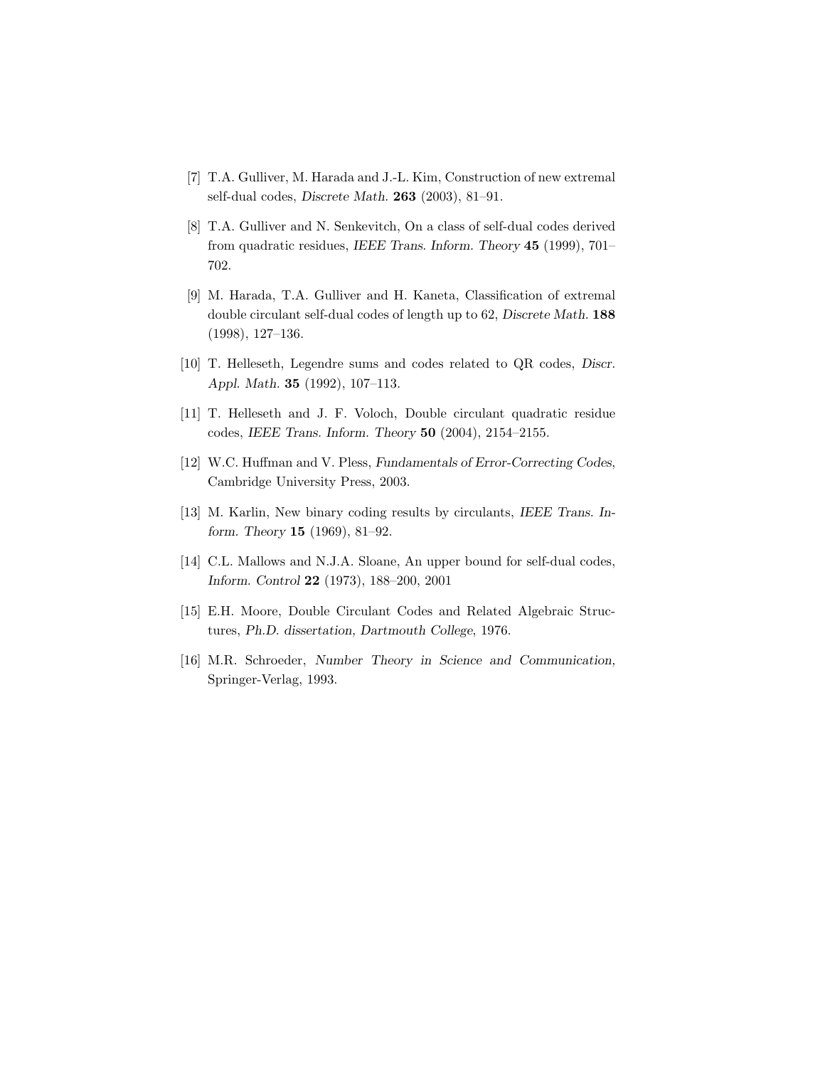[7] T.A. Gulliver, M. Harada and J.-L. Kim, Construction of new extremal self-dual codes, *Discrete Math.* **263** (2003), 81–91.

[8] T.A. Gulliver and N. Senkevitch, On a class of self-dual codes derived from quadratic residues, *IEEE Trans. Inform. Theory* **45** (1999), 701–702.

[9] M. Harada, T.A. Gulliver and H. Kaneta, Classification of extremal double circulant self-dual codes of length up to 62, *Discrete Math.* **188** (1998), 127–136.

[10] T. Helleseth, Legendre sums and codes related to QR codes, *Discr. Appl. Math.* **35** (1992), 107–113.

[11] T. Helleseth and J. F. Voloch, Double circulant quadratic residue codes, *IEEE Trans. Inform. Theory* **50** (2004), 2154–2155.

[12] W.C. Huffman and V. Pless, *Fundamentals of Error-Correcting Codes*, Cambridge University Press, 2003.

[13] M. Karlin, New binary coding results by circulants, *IEEE Trans. Inform. Theory* **15** (1969), 81–92.

[14] C.L. Mallows and N.J.A. Sloane, An upper bound for self-dual codes, *Inform. Control* **22** (1973), 188–200, 2001

[15] E.H. Moore, Double Circulant Codes and Related Algebraic Structures, *Ph.D. dissertation, Dartmouth College*, 1976.

[16] M.R. Schroeder, *Number Theory in Science and Communication*, Springer-Verlag, 1993.